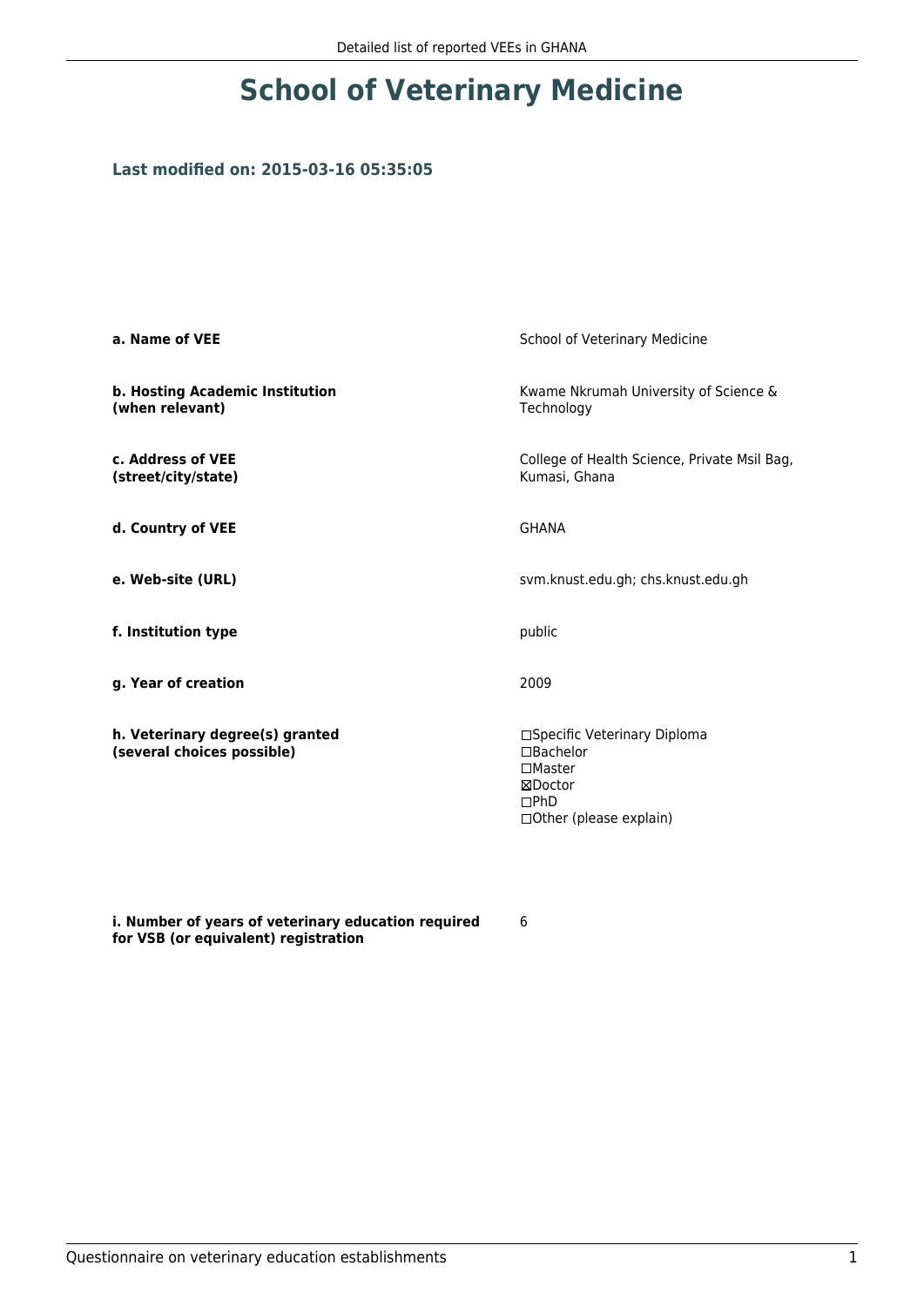# School of Veterinary Medicine

### Last modified on: 2015-03-16 05:35:05

| | |
|---|---|
| **a. Name of VEE** | School of Veterinary Medicine |
| **b. Hosting Academic Institution (when relevant)** | Kwame Nkrumah University of Science & Technology |
| **c. Address of VEE (street/city/state)** | College of Health Science, Private Msil Bag, Kumasi, Ghana |
| **d. Country of VEE** | GHANA |
| **e. Web-site (URL)** | svm.knust.edu.gh; chs.knust.edu.gh |
| **f. Institution type** | public |
| **g. Year of creation** | 2009 |
| **h. Veterinary degree(s) granted (several choices possible)** | ☐Specific Veterinary Diploma<br>☐Bachelor<br>☐Master<br>☒Doctor<br>☐PhD<br>☐Other (please explain) |
| **i. Number of years of veterinary education required for VSB (or equivalent) registration** | 6 |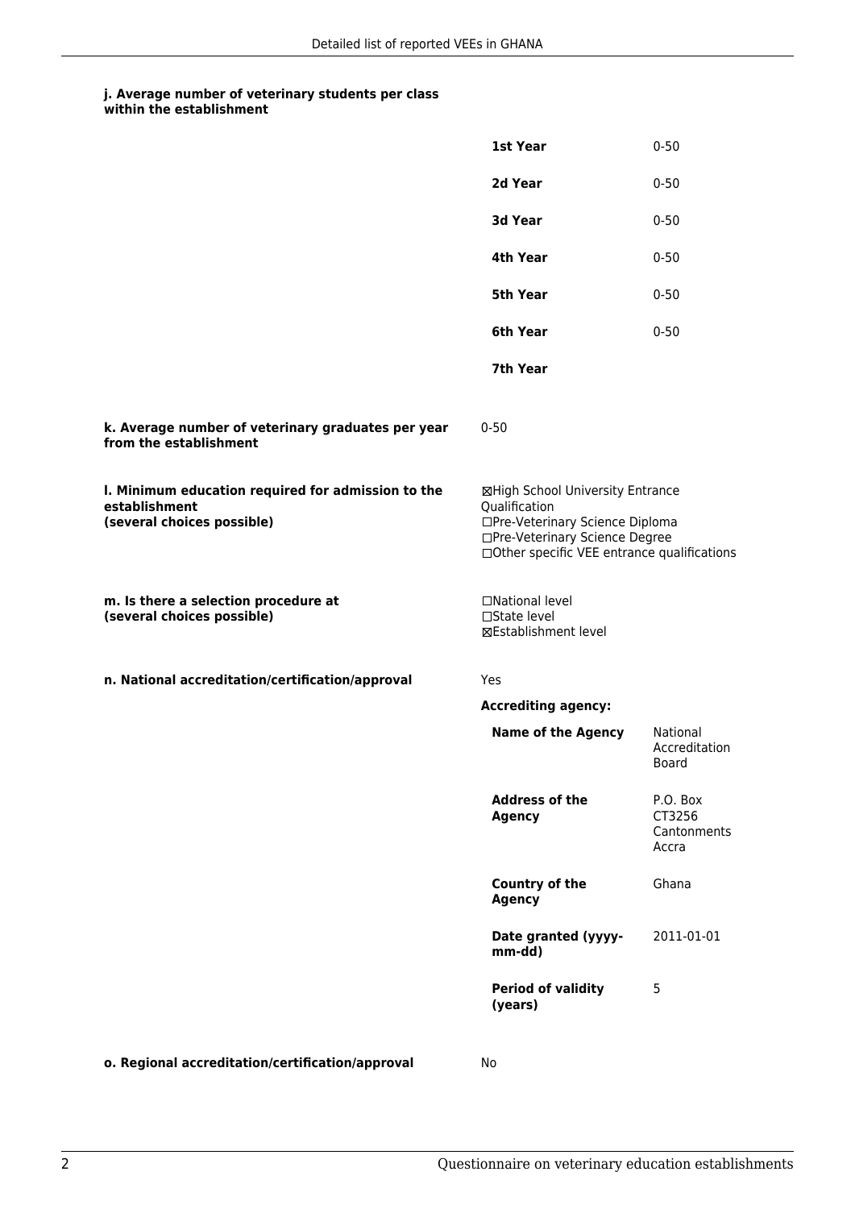#### j. Average number of veterinary students per class within the establishment

| | |
|---|---|
| **1st Year** | 0-50 |
| **2d Year** | 0-50 |
| **3d Year** | 0-50 |
| **4th Year** | 0-50 |
| **5th Year** | 0-50 |
| **6th Year** | 0-50 |
| **7th Year** | |

**k. Average number of veterinary graduates per year from the establishment**

0-50

**l. Minimum education required for admission to the establishment (several choices possible)**

☒High School University Entrance Qualification
☐Pre-Veterinary Science Diploma
☐Pre-Veterinary Science Degree
☐Other specific VEE entrance qualifications

**m. Is there a selection procedure at (several choices possible)**

☐National level
☐State level
☒Establishment level

**n. National accreditation/certification/approval**

Yes

**Accrediting agency:**

| | |
|---|---|
| **Name of the Agency** | National Accreditation Board |
| **Address of the Agency** | P.O. Box CT3256 Cantonments Accra |
| **Country of the Agency** | Ghana |
| **Date granted (yyyy-mm-dd)** | 2011-01-01 |
| **Period of validity (years)** | 5 |

**o. Regional accreditation/certification/approval**

No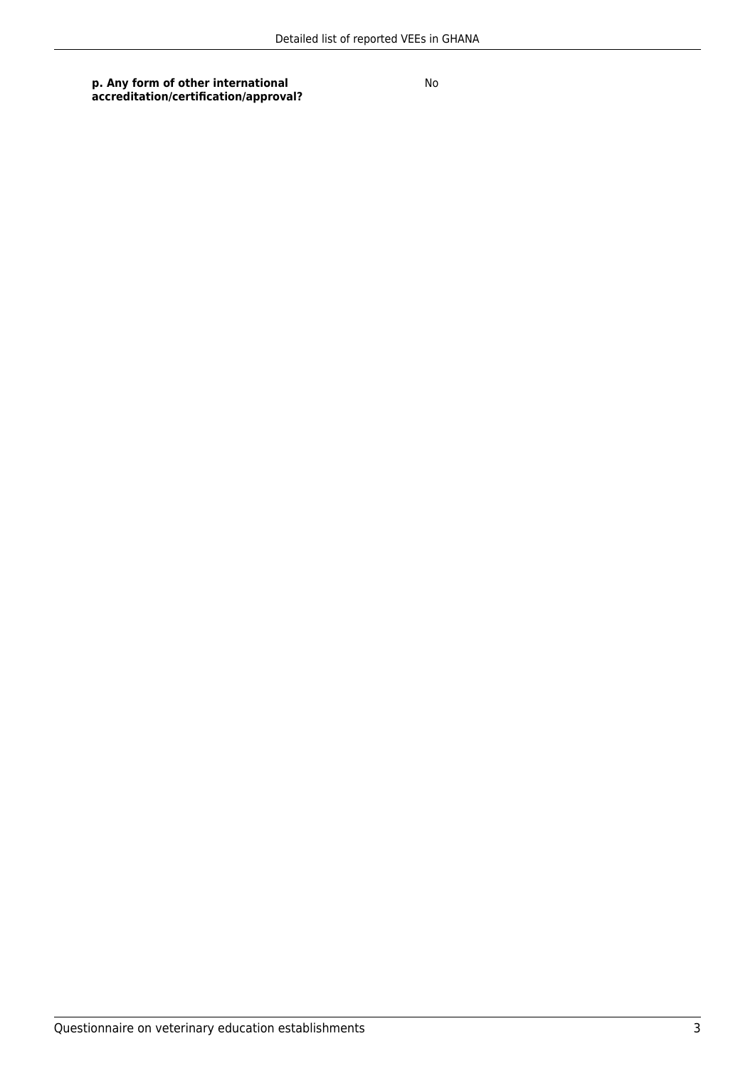| | |
|---|---|
| **p. Any form of other international accreditation/certification/approval?** | No |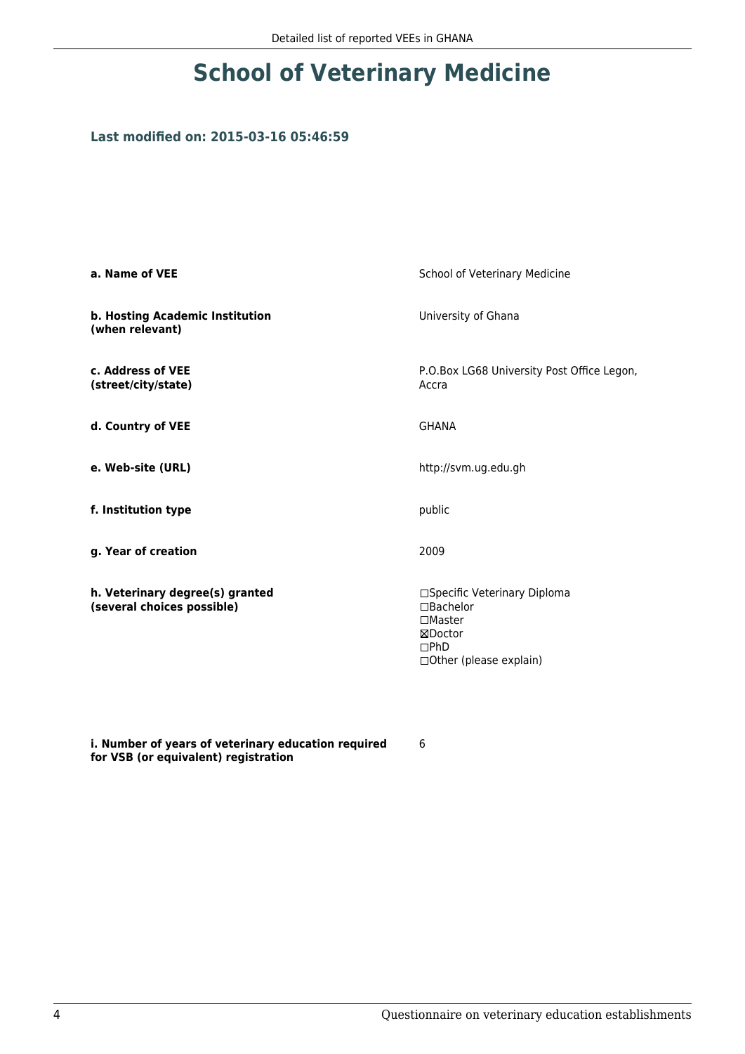# School of Veterinary Medicine

### Last modified on: 2015-03-16 05:46:59

| | |
|---|---|
| **a. Name of VEE** | School of Veterinary Medicine |
| **b. Hosting Academic Institution (when relevant)** | University of Ghana |
| **c. Address of VEE (street/city/state)** | P.O.Box LG68 University Post Office Legon, Accra |
| **d. Country of VEE** | GHANA |
| **e. Web-site (URL)** | http://svm.ug.edu.gh |
| **f. Institution type** | public |
| **g. Year of creation** | 2009 |
| **h. Veterinary degree(s) granted (several choices possible)** | ☐Specific Veterinary Diploma<br>☐Bachelor<br>☐Master<br>☒Doctor<br>☐PhD<br>☐Other (please explain) |
| **i. Number of years of veterinary education required for VSB (or equivalent) registration** | 6 |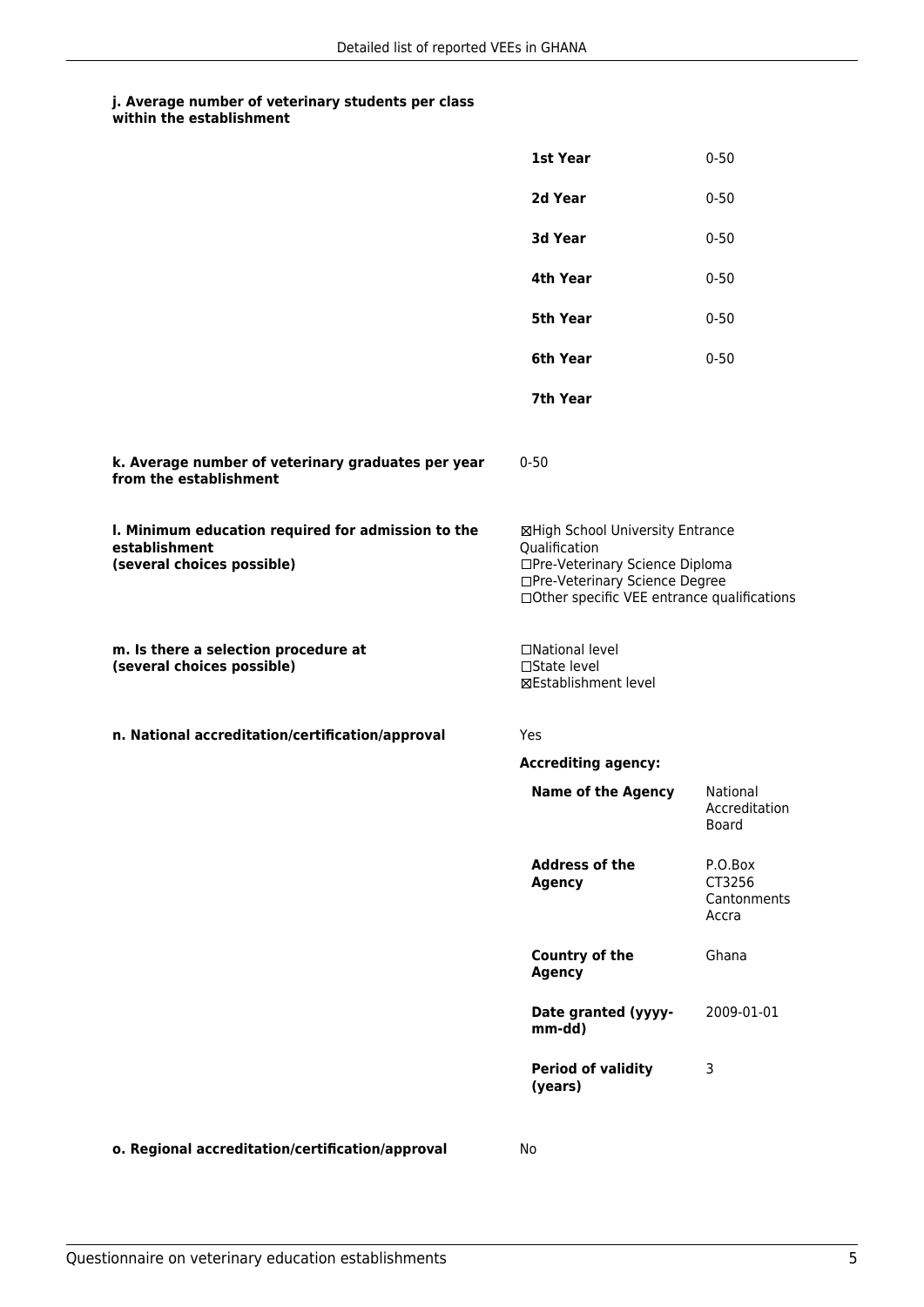**j. Average number of veterinary students per class within the establishment**

| | |
|---|---|
| **1st Year** | 0-50 |
| **2d Year** | 0-50 |
| **3d Year** | 0-50 |
| **4th Year** | 0-50 |
| **5th Year** | 0-50 |
| **6th Year** | 0-50 |
| **7th Year** | |

**k. Average number of veterinary graduates per year from the establishment**

0-50

**l. Minimum education required for admission to the establishment (several choices possible)**

☒High School University Entrance Qualification
☐Pre-Veterinary Science Diploma
☐Pre-Veterinary Science Degree
☐Other specific VEE entrance qualifications

**m. Is there a selection procedure at (several choices possible)**

☐National level
☐State level
☒Establishment level

**n. National accreditation/certification/approval**

Yes

**Accrediting agency:**

| | |
|---|---|
| **Name of the Agency** | National Accreditation Board |
| **Address of the Agency** | P.O.Box CT3256 Cantonments Accra |
| **Country of the Agency** | Ghana |
| **Date granted (yyyy-mm-dd)** | 2009-01-01 |
| **Period of validity (years)** | 3 |

**o. Regional accreditation/certification/approval**

No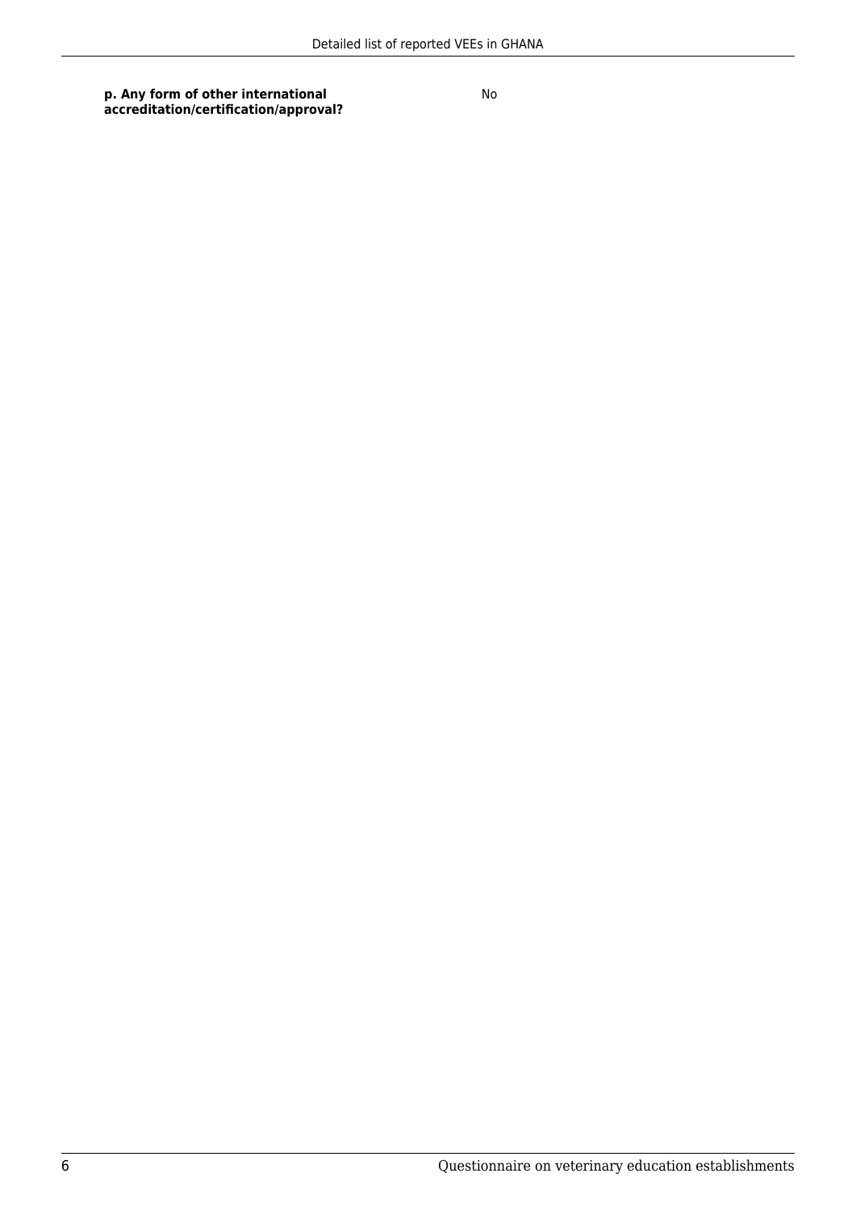| | |
|---|---|
| **p. Any form of other international accreditation/certification/approval?** | No |